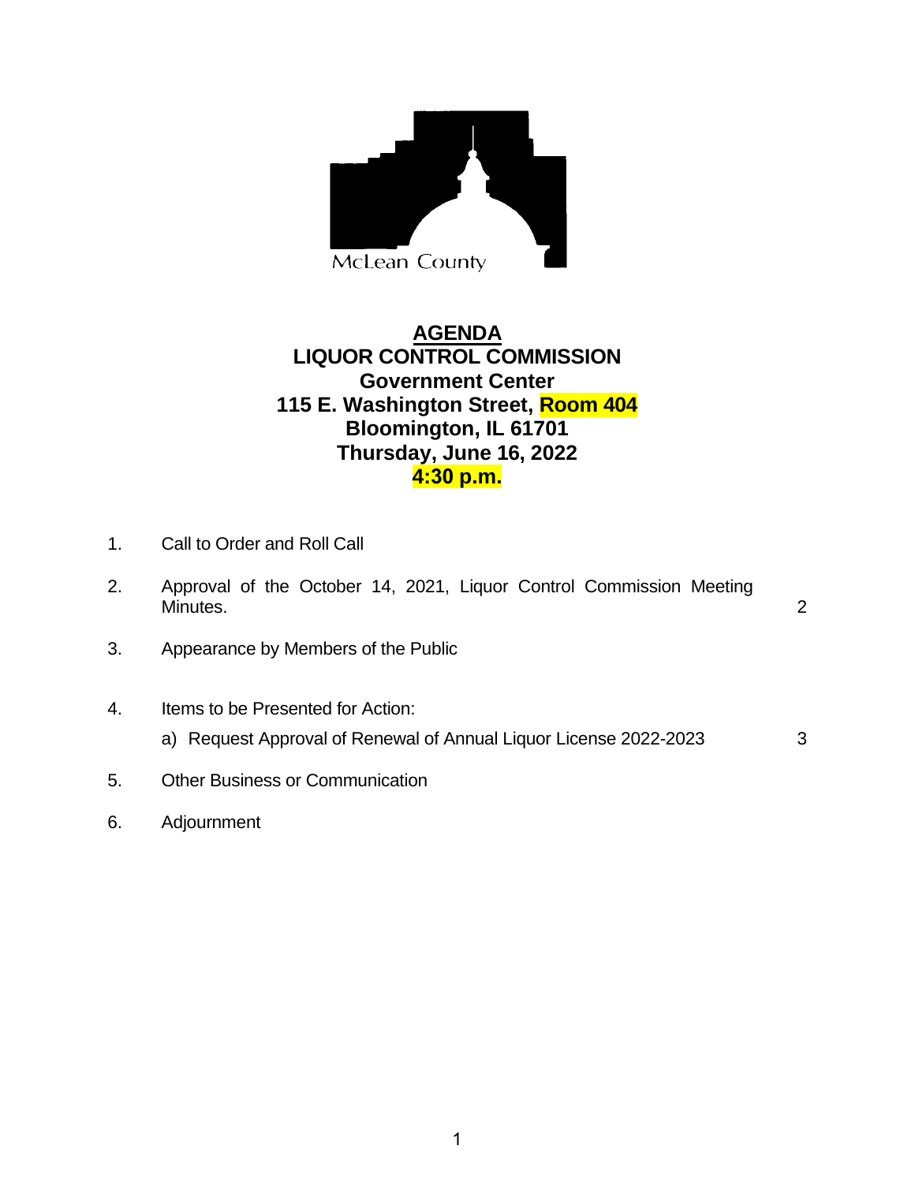McLean County

# AGENDA

**LIQUOR CONTROL COMMISSION**
**Government Center**
**115 E. Washington Street, Room 404**
**Bloomington, IL 61701**
**Thursday, June 16, 2022**
**4:30 p.m.**

1. Call to Order and Roll Call

2. Approval of the October 14, 2021, Liquor Control Commission Meeting Minutes. 2

3. Appearance by Members of the Public

4. Items to be Presented for Action:

   a) Request Approval of Renewal of Annual Liquor License 2022-2023 3

5. Other Business or Communication

6. Adjournment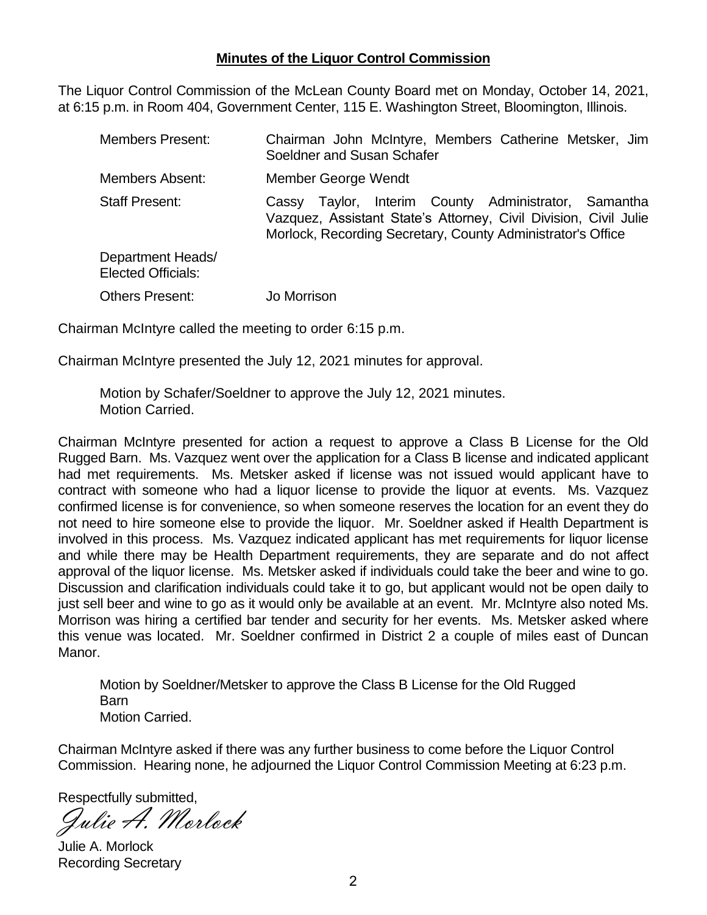**Minutes of the Liquor Control Commission**

The Liquor Control Commission of the McLean County Board met on Monday, October 14, 2021, at 6:15 p.m. in Room 404, Government Center, 115 E. Washington Street, Bloomington, Illinois.

| | |
|---|---|
| Members Present: | Chairman John McIntyre, Members Catherine Metsker, Jim Soeldner and Susan Schafer |
| Members Absent: | Member George Wendt |
| Staff Present: | Cassy Taylor, Interim County Administrator, Samantha Vazquez, Assistant State's Attorney, Civil Division, Civil Julie Morlock, Recording Secretary, County Administrator's Office |
| Department Heads/ Elected Officials: | |
| Others Present: | Jo Morrison |

Chairman McIntyre called the meeting to order 6:15 p.m.

Chairman McIntyre presented the July 12, 2021 minutes for approval.

> Motion by Schafer/Soeldner to approve the July 12, 2021 minutes.
> Motion Carried.

Chairman McIntyre presented for action a request to approve a Class B License for the Old Rugged Barn. Ms. Vazquez went over the application for a Class B license and indicated applicant had met requirements. Ms. Metsker asked if license was not issued would applicant have to contract with someone who had a liquor license to provide the liquor at events. Ms. Vazquez confirmed license is for convenience, so when someone reserves the location for an event they do not need to hire someone else to provide the liquor. Mr. Soeldner asked if Health Department is involved in this process. Ms. Vazquez indicated applicant has met requirements for liquor license and while there may be Health Department requirements, they are separate and do not affect approval of the liquor license. Ms. Metsker asked if individuals could take the beer and wine to go. Discussion and clarification individuals could take it to go, but applicant would not be open daily to just sell beer and wine to go as it would only be available at an event. Mr. McIntyre also noted Ms. Morrison was hiring a certified bar tender and security for her events. Ms. Metsker asked where this venue was located. Mr. Soeldner confirmed in District 2 a couple of miles east of Duncan Manor.

> Motion by Soeldner/Metsker to approve the Class B License for the Old Rugged Barn
> Motion Carried.

Chairman McIntyre asked if there was any further business to come before the Liquor Control Commission. Hearing none, he adjourned the Liquor Control Commission Meeting at 6:23 p.m.

Respectfully submitted,

*Julie A. Morlock*

Julie A. Morlock
Recording Secretary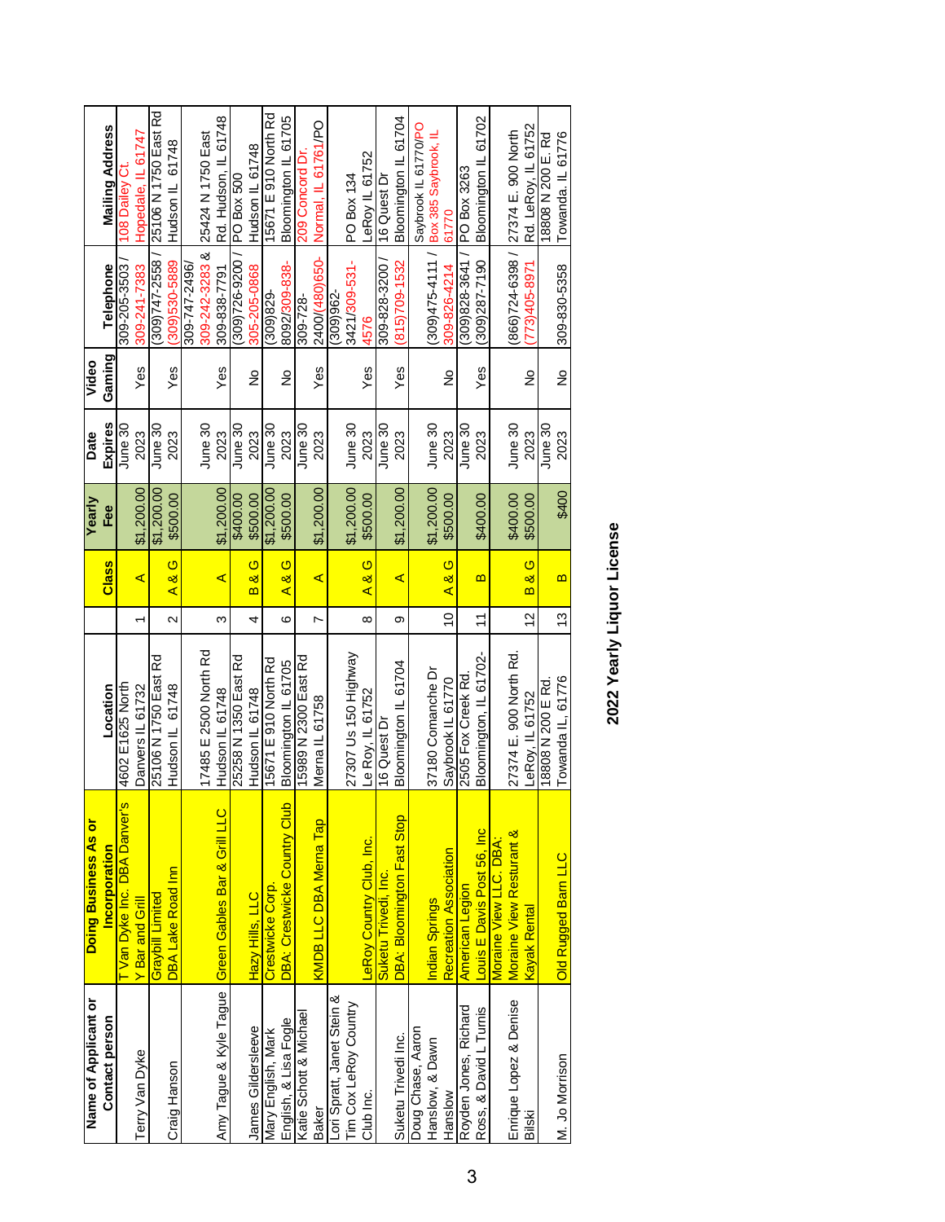# 2022 Yearly Liquor License

| Name of Applicant or Contact person | Doing Business As or Incorporation | Location | | Class | Yearly Fee | Date Expires | Video Gaming | Telephone | Mailing Address |
|---|---|---|---|---|---|---|---|---|---|
| Terry Van Dyke | T Van Dyke Inc. DBA Danver's Y Bar and Grill | 4602 E1625 North Danvers IL 61732 | 1 | A | $1,200.00 | June 30 2023 | Yes | 309-205-3503 / 309-241-7383 | 108 Dailey Ct. Hopedale, IL 61747 |
| Craig Hanson | Graybill Limited DBA Lake Road Inn | 25106 N 1750 East Rd Hudson IL 61748 | 2 | A & G | $1,200.00 $500.00 | June 30 2023 | Yes | (309)747-2558 / (309)530-5889 | 25106 N 1750 East Rd Hudson IL 61748 |
| Amy Tague & Kyle Tague | Green Gables Bar & Grill LLC | 17485 E 2500 North Rd Hudson IL 61748 | 3 | A | $1,200.00 | June 30 2023 | Yes | 309-747-2496/ 309-242-3283 & 309-838-7791 | 25424 N 1750 East Rd. Hudson, IL 61748 |
| James Gildersleeve | Hazy Hills, LLC | 25258 N 1350 East Rd Hudson IL 61748 | 4 | B & G | $400.00 $500.00 | June 30 2023 | No | (309)726-9200 / 305-205-0868 | PO Box 500 Hudson IL 61748 |
| Mary English, Mark English, & Lisa Fogle | Crestwicke Corp. DBA: Crestwicke Country Club | 15671 E 910 North Rd Bloomington IL 61705 | 6 | A & G | $1,200.00 $500.00 | June 30 2023 | No | (309)829-8092/309-838- | 15671 E 910 North Rd Bloomington IL 61705 |
| Katie Schott & Michael Baker | KMDB LLC DBA Merna Tap | 15989 N 2300 East Rd Merna IL 61758 | 7 | A | $1,200.00 | June 30 2023 | Yes | 309-728-2400/(480)650- | 209 Concord Dr. Normal, IL 61761/PO |
| Lori Spratt, Janet Stein & Tim Cox LeRoy Country Club Inc. | LeRoy Country Club, Inc. | 27307 Us 150 Highway Le Roy, IL 61752 | 8 | A & G | $1,200.00 $500.00 | June 30 2023 | Yes | (309)962-3421/309-531-4576 | PO Box 134 LeRoy IL 61752 |
| Suketu Trivedi Inc. | Suketu Trivedi, Inc. DBA: Bloomington Fast Stop | 16 Quest Dr Bloomington IL 61704 | 9 | A | $1,200.00 | June 30 2023 | Yes | 309-828-3200 / (815)709-1532 | 16 Quest Dr Bloomington IL 61704 |
| Doug Chase, Aaron Hanslow, & Dawn Hanslow | Indian Springs Recreation Association | 37180 Comanche Dr Saybrook IL 61770 | 10 | A & G | $1,200.00 $500.00 | June 30 2023 | No | (309)475-4111 / 309-826-4214 | Saybrook IL 61770/PO Box 385 Saybrook, IL 61770 |
| Royden Jones, Richard Ross, & David L Turnis | American Legion Louis E Davis Post 56, Inc | 2505 Fox Creek Rd. Bloomington, IL 61702- | 11 | B | $400.00 | June 30 2023 | Yes | (309)828-3641 / (309)287-7190 | PO Box 3263 Bloomington IL 61702 |
| Enrique Lopez & Denise Bilski | Moraine View LLC. DBA: Moraine View Resturant & Kayak Rental | 27374 E. 900 North Rd. LeRoy, IL 61752 | 12 | B & G | $400.00 $500.00 | June 30 2023 | No | (866)724-6398 / (773)405-8971 | 27374 E. 900 North Rd. LeRoy, IL 61752 |
| M. Jo Morrison | Old Rugged Barn LLC | 18808 N 200 E Rd. Towanda IL, 61776 | 13 | B | $400 | June 30 2023 | No | 309-830-5358 | 18808 N 200 E. Rd Towanda. IL 61776 |